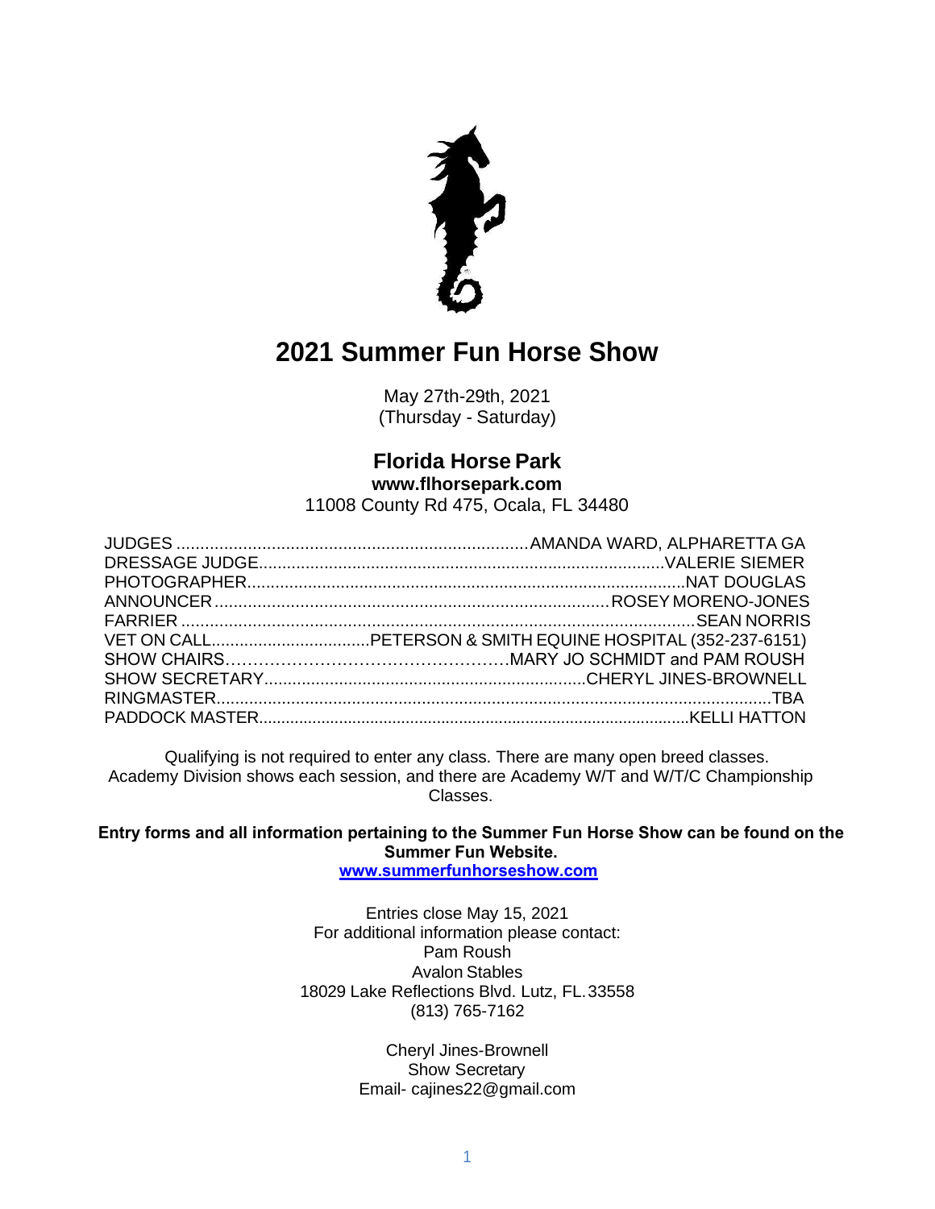# 2021 Summer Fun Horse Show

May 27th-29th, 2021
(Thursday - Saturday)

## Florida Horse Park

**www.flhorsepark.com**
11008 County Rd 475, Ocala, FL 34480

JUDGES ........................................................................AMANDA WARD, ALPHARETTA GA
DRESSAGE JUDGE.......................................................................................VALERIE SIEMER
PHOTOGRAPHER...........................................................................................NAT DOUGLAS
ANNOUNCER ....................................................................................ROSEY MORENO-JONES
FARRIER .............................................................................................................SEAN NORRIS
VET ON CALL..................................PETERSON & SMITH EQUINE HOSPITAL (352-237-6151)
SHOW CHAIRS……………………………………………MARY JO SCHMIDT and PAM ROUSH
SHOW SECRETARY....................................................................CHERYL JINES-BROWNELL
RINGMASTER.....................................................................................................................TBA
PADDOCK MASTER...............................................................................................KELLI HATTON

Qualifying is not required to enter any class. There are many open breed classes. Academy Division shows each session, and there are Academy W/T and W/T/C Championship Classes.

**Entry forms and all information pertaining to the Summer Fun Horse Show can be found on the Summer Fun Website.**
**www.summerfunhorseshow.com**

Entries close May 15, 2021
For additional information please contact:
Pam Roush
Avalon Stables
18029 Lake Reflections Blvd. Lutz, FL.33558
(813) 765-7162

Cheryl Jines-Brownell
Show Secretary
Email- cajines22@gmail.com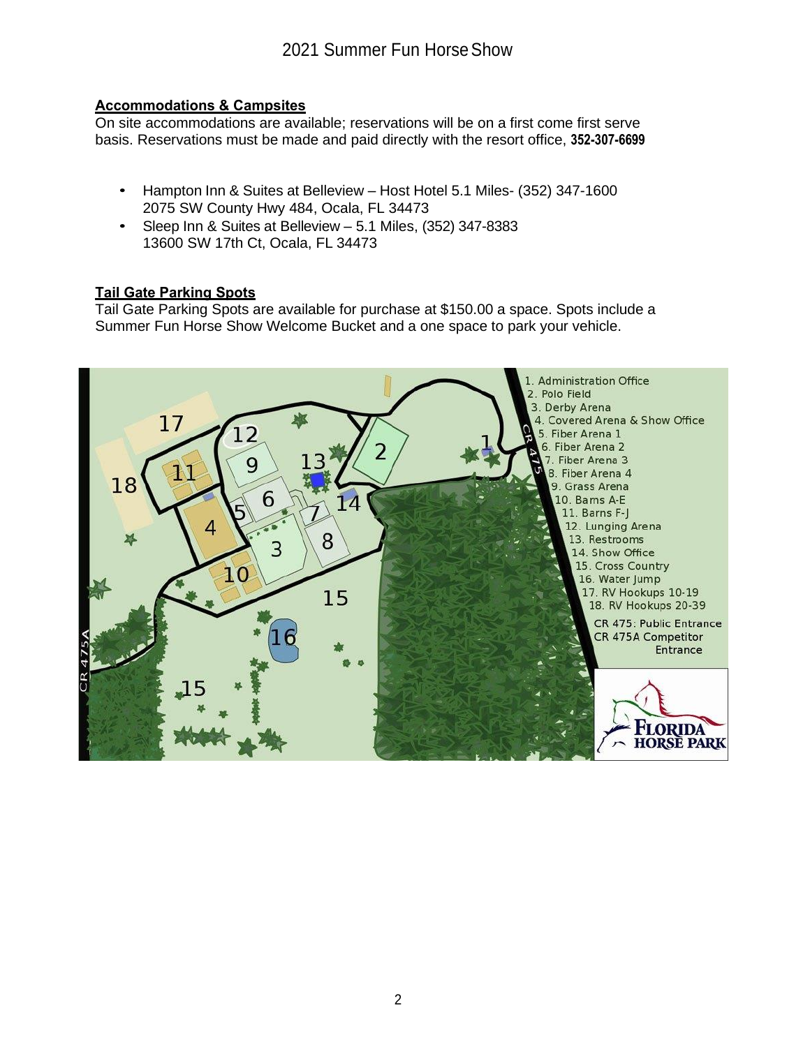## Accommodations & Campsites

On site accommodations are available; reservations will be on a first come first serve basis. Reservations must be made and paid directly with the resort office, **352-307-6699**

- Hampton Inn & Suites at Belleview – Host Hotel 5.1 Miles- (352) 347-1600
  2075 SW County Hwy 484, Ocala, FL 34473
- Sleep Inn & Suites at Belleview – 5.1 Miles, (352) 347-8383
  13600 SW 17th Ct, Ocala, FL 34473

## Tail Gate Parking Spots

Tail Gate Parking Spots are available for purchase at $150.00 a space. Spots include a Summer Fun Horse Show Welcome Bucket and a one space to park your vehicle.

1. Administration Office
2. Polo Field
3. Derby Arena
4. Covered Arena & Show Office
5. Fiber Arena 1
6. Fiber Arena 2
7. Fiber Arena 3
8. Fiber Arena 4
9. Grass Arena
10. Barns A-E
11. Barns F-J
12. Lunging Arena
13. Restrooms
14. Show Office
15. Cross Country
16. Water Jump
17. RV Hookups 10-19
18. RV Hookups 20-39

CR 475: Public Entrance
CR 475A Competitor Entrance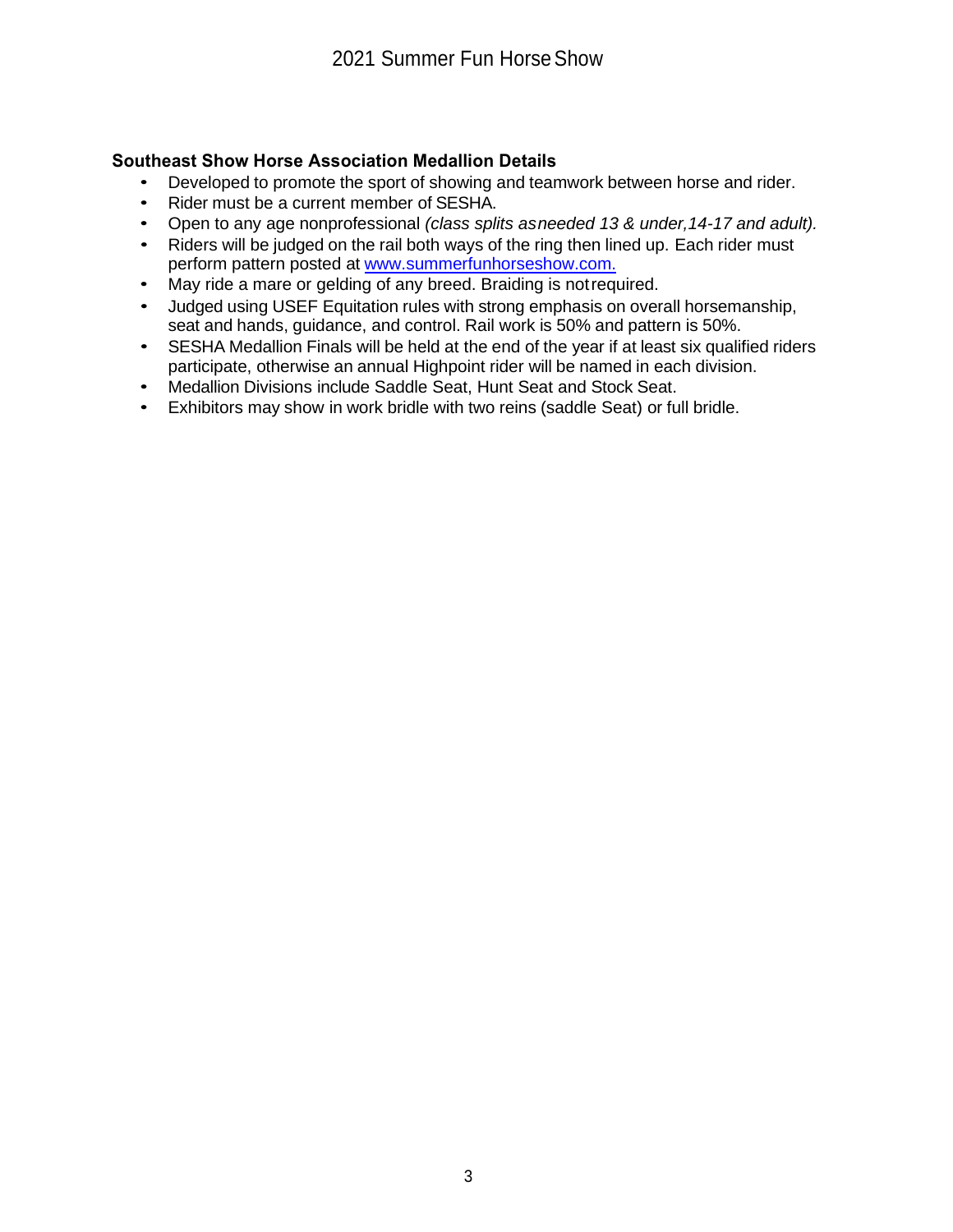### Southeast Show Horse Association Medallion Details

- Developed to promote the sport of showing and teamwork between horse and rider.
- Rider must be a current member of SESHA.
- Open to any age nonprofessional *(class splits as needed 13 & under, 14-17 and adult).*
- Riders will be judged on the rail both ways of the ring then lined up. Each rider must perform pattern posted at [www.summerfunhorseshow.com.](http://www.summerfunhorseshow.com)
- May ride a mare or gelding of any breed. Braiding is not required.
- Judged using USEF Equitation rules with strong emphasis on overall horsemanship, seat and hands, guidance, and control. Rail work is 50% and pattern is 50%.
- SESHA Medallion Finals will be held at the end of the year if at least six qualified riders participate, otherwise an annual Highpoint rider will be named in each division.
- Medallion Divisions include Saddle Seat, Hunt Seat and Stock Seat.
- Exhibitors may show in work bridle with two reins (saddle Seat) or full bridle.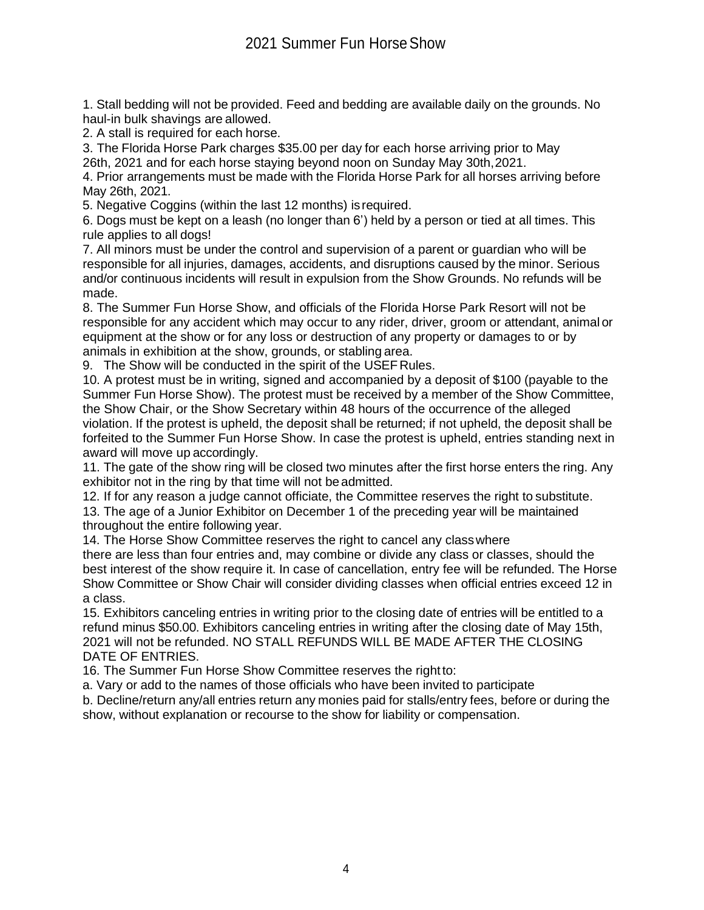# 2021 Summer Fun Horse Show

1. Stall bedding will not be provided. Feed and bedding are available daily on the grounds. No haul-in bulk shavings are allowed.
2. A stall is required for each horse.
3. The Florida Horse Park charges $35.00 per day for each horse arriving prior to May 26th, 2021 and for each horse staying beyond noon on Sunday May 30th, 2021.
4. Prior arrangements must be made with the Florida Horse Park for all horses arriving before May 26th, 2021.
5. Negative Coggins (within the last 12 months) is required.
6. Dogs must be kept on a leash (no longer than 6') held by a person or tied at all times. This rule applies to all dogs!
7. All minors must be under the control and supervision of a parent or guardian who will be responsible for all injuries, damages, accidents, and disruptions caused by the minor. Serious and/or continuous incidents will result in expulsion from the Show Grounds. No refunds will be made.
8. The Summer Fun Horse Show, and officials of the Florida Horse Park Resort will not be responsible for any accident which may occur to any rider, driver, groom or attendant, animal or equipment at the show or for any loss or destruction of any property or damages to or by animals in exhibition at the show, grounds, or stabling area.
9. The Show will be conducted in the spirit of the USEF Rules.
10. A protest must be in writing, signed and accompanied by a deposit of $100 (payable to the Summer Fun Horse Show). The protest must be received by a member of the Show Committee, the Show Chair, or the Show Secretary within 48 hours of the occurrence of the alleged violation. If the protest is upheld, the deposit shall be returned; if not upheld, the deposit shall be forfeited to the Summer Fun Horse Show. In case the protest is upheld, entries standing next in award will move up accordingly.
11. The gate of the show ring will be closed two minutes after the first horse enters the ring. Any exhibitor not in the ring by that time will not be admitted.
12. If for any reason a judge cannot officiate, the Committee reserves the right to substitute.
13. The age of a Junior Exhibitor on December 1 of the preceding year will be maintained throughout the entire following year.
14. The Horse Show Committee reserves the right to cancel any class where there are less than four entries and, may combine or divide any class or classes, should the best interest of the show require it. In case of cancellation, entry fee will be refunded. The Horse Show Committee or Show Chair will consider dividing classes when official entries exceed 12 in a class.
15. Exhibitors canceling entries in writing prior to the closing date of entries will be entitled to a refund minus $50.00. Exhibitors canceling entries in writing after the closing date of May 15th, 2021 will not be refunded. NO STALL REFUNDS WILL BE MADE AFTER THE CLOSING DATE OF ENTRIES.
16. The Summer Fun Horse Show Committee reserves the right to:

a. Vary or add to the names of those officials who have been invited to participate

b. Decline/return any/all entries return any monies paid for stalls/entry fees, before or during the show, without explanation or recourse to the show for liability or compensation.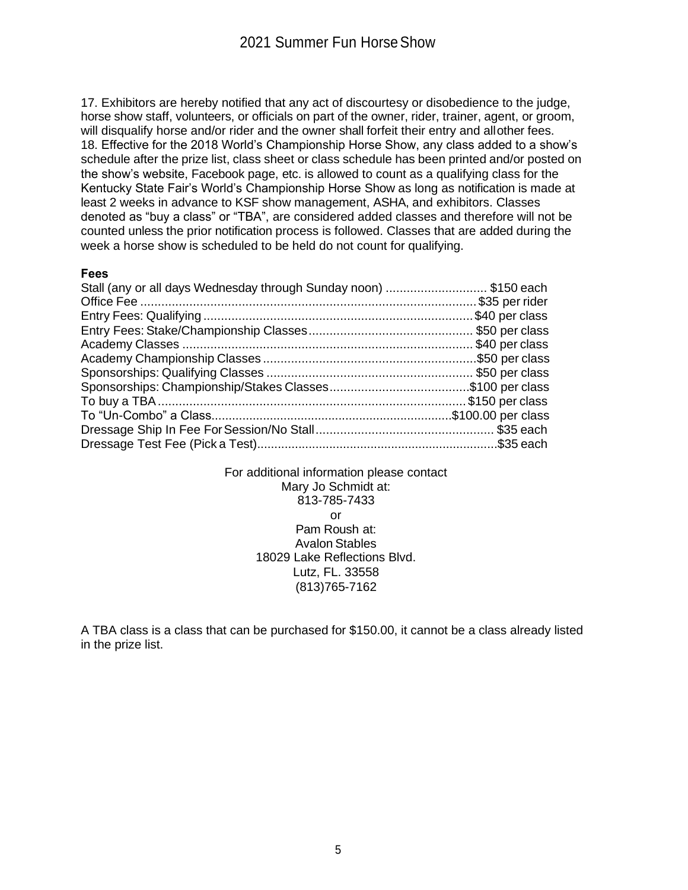17. Exhibitors are hereby notified that any act of discourtesy or disobedience to the judge, horse show staff, volunteers, or officials on part of the owner, rider, trainer, agent, or groom, will disqualify horse and/or rider and the owner shall forfeit their entry and all other fees.

18. Effective for the 2018 World's Championship Horse Show, any class added to a show's schedule after the prize list, class sheet or class schedule has been printed and/or posted on the show's website, Facebook page, etc. is allowed to count as a qualifying class for the Kentucky State Fair's World's Championship Horse Show as long as notification is made at least 2 weeks in advance to KSF show management, ASHA, and exhibitors. Classes denoted as "buy a class" or "TBA", are considered added classes and therefore will not be counted unless the prior notification process is followed. Classes that are added during the week a horse show is scheduled to be held do not count for qualifying.

**Fees**

| Item | Fee |
|---|---|
| Stall (any or all days Wednesday through Sunday noon) | $150 each |
| Office Fee | $35 per rider |
| Entry Fees: Qualifying | $40 per class |
| Entry Fees: Stake/Championship Classes | $50 per class |
| Academy Classes | $40 per class |
| Academy Championship Classes | $50 per class |
| Sponsorships: Qualifying Classes | $50 per class |
| Sponsorships: Championship/Stakes Classes | $100 per class |
| To buy a TBA | $150 per class |
| To "Un-Combo" a Class | $100.00 per class |
| Dressage Ship In Fee For Session/No Stall | $35 each |
| Dressage Test Fee (Pick a Test) | $35 each |

For additional information please contact
Mary Jo Schmidt at:
813-785-7433
or
Pam Roush at:
Avalon Stables
18029 Lake Reflections Blvd.
Lutz, FL. 33558
(813)765-7162

A TBA class is a class that can be purchased for $150.00, it cannot be a class already listed in the prize list.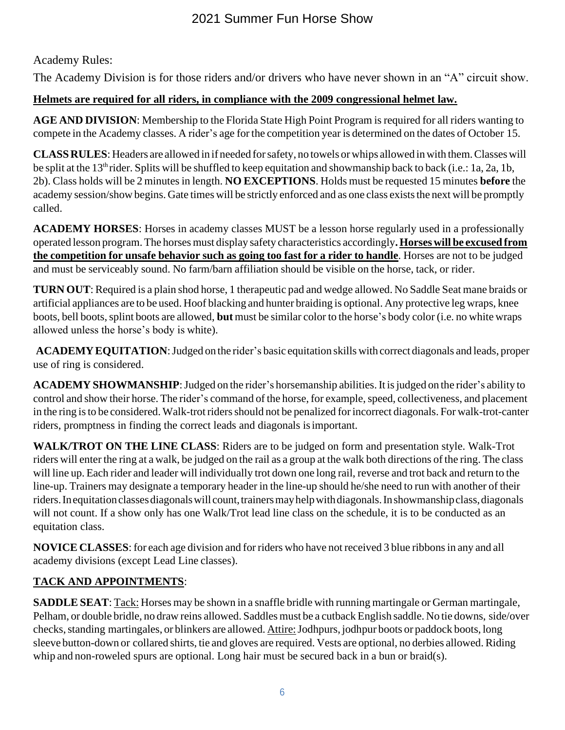Academy Rules:

The Academy Division is for those riders and/or drivers who have never shown in an "A" circuit show.

**Helmets are required for all riders, in compliance with the 2009 congressional helmet law.**

**AGE AND DIVISION**: Membership to the Florida State High Point Program is required for all riders wanting to compete in the Academy classes. A rider's age for the competition year is determined on the dates of October 15.

**CLASS RULES**: Headers are allowed in if needed for safety, no towels or whips allowed in with them. Classes will be split at the 13th rider. Splits will be shuffled to keep equitation and showmanship back to back (i.e.: 1a, 2a, 1b, 2b). Class holds will be 2 minutes in length. **NO EXCEPTIONS**. Holds must be requested 15 minutes **before** the academy session/show begins. Gate times will be strictly enforced and as one class exists the next will be promptly called.

**ACADEMY HORSES**: Horses in academy classes MUST be a lesson horse regularly used in a professionally operated lesson program. The horses must display safety characteristics accordingly**. Horses will be excused from the competition for unsafe behavior such as going too fast for a rider to handle**. Horses are not to be judged and must be serviceably sound. No farm/barn affiliation should be visible on the horse, tack, or rider.

**TURN OUT**: Required is a plain shod horse, 1 therapeutic pad and wedge allowed. No Saddle Seat mane braids or artificial appliances are to be used. Hoof blacking and hunter braiding is optional. Any protective leg wraps, knee boots, bell boots, splint boots are allowed, **but** must be similar color to the horse's body color (i.e. no white wraps allowed unless the horse's body is white).

**ACADEMY EQUITATION**: Judged on the rider's basic equitation skills with correct diagonals and leads, proper use of ring is considered.

**ACADEMY SHOWMANSHIP**: Judged on the rider's horsemanship abilities. It is judged on the rider's ability to control and show their horse. The rider's command of the horse, for example, speed, collectiveness, and placement in the ring is to be considered. Walk-trot riders should not be penalized for incorrect diagonals. For walk-trot-canter riders, promptness in finding the correct leads and diagonals is important.

**WALK/TROT ON THE LINE CLASS**: Riders are to be judged on form and presentation style. Walk-Trot riders will enter the ring at a walk, be judged on the rail as a group at the walk both directions of the ring. The class will line up. Each rider and leader will individually trot down one long rail, reverse and trot back and return to the line-up. Trainers may designate a temporary header in the line-up should he/she need to run with another of their riders. In equitation classes diagonals will count, trainers may help with diagonals. In showmanship class, diagonals will not count. If a show only has one Walk/Trot lead line class on the schedule, it is to be conducted as an equitation class.

**NOVICE CLASSES**: for each age division and for riders who have not received 3 blue ribbons in any and all academy divisions (except Lead Line classes).

**TACK AND APPOINTMENTS**:

**SADDLE SEAT**: Tack: Horses may be shown in a snaffle bridle with running martingale or German martingale, Pelham, or double bridle, no draw reins allowed. Saddles must be a cutback English saddle. No tie downs, side/over checks, standing martingales, or blinkers are allowed. Attire: Jodhpurs, jodhpur boots or paddock boots, long sleeve button-down or collared shirts, tie and gloves are required. Vests are optional, no derbies allowed. Riding whip and non-roweled spurs are optional. Long hair must be secured back in a bun or braid(s).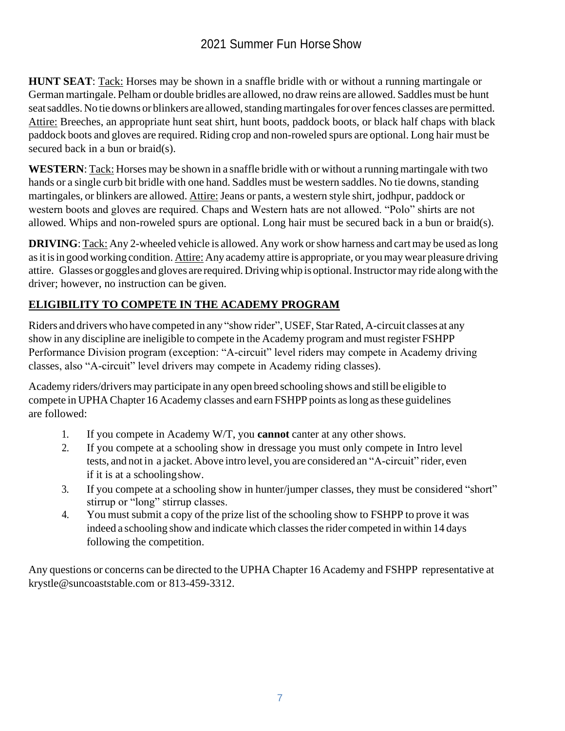**HUNT SEAT**: Tack: Horses may be shown in a snaffle bridle with or without a running martingale or German martingale. Pelham or double bridles are allowed, no draw reins are allowed. Saddles must be hunt seat saddles. No tie downs or blinkers are allowed, standing martingales for over fences classes are permitted. Attire: Breeches, an appropriate hunt seat shirt, hunt boots, paddock boots, or black half chaps with black paddock boots and gloves are required. Riding crop and non-roweled spurs are optional. Long hair must be secured back in a bun or braid(s).

**WESTERN**: Tack: Horses may be shown in a snaffle bridle with or without a running martingale with two hands or a single curb bit bridle with one hand. Saddles must be western saddles. No tie downs, standing martingales, or blinkers are allowed. Attire: Jeans or pants, a western style shirt, jodhpur, paddock or western boots and gloves are required. Chaps and Western hats are not allowed. "Polo" shirts are not allowed. Whips and non-roweled spurs are optional. Long hair must be secured back in a bun or braid(s).

**DRIVING**: Tack: Any 2-wheeled vehicle is allowed. Any work or show harness and cart may be used as long as it is in good working condition. Attire: Any academy attire is appropriate, or you may wear pleasure driving attire. Glasses or goggles and gloves are required. Driving whip is optional. Instructor may ride along with the driver; however, no instruction can be given.

## ELIGIBILITY TO COMPETE IN THE ACADEMY PROGRAM

Riders and drivers who have competed in any "show rider", USEF, Star Rated, A-circuit classes at any show in any discipline are ineligible to compete in the Academy program and must register FSHPP Performance Division program (exception: "A-circuit" level riders may compete in Academy driving classes, also "A-circuit" level drivers may compete in Academy riding classes).

Academy riders/drivers may participate in any open breed schooling shows and still be eligible to compete in UPHA Chapter 16 Academy classes and earn FSHPP points as long as these guidelines are followed:

1. If you compete in Academy W/T, you **cannot** canter at any other shows.
2. If you compete at a schooling show in dressage you must only compete in Intro level tests, and not in a jacket. Above intro level, you are considered an "A-circuit" rider, even if it is at a schooling show.
3. If you compete at a schooling show in hunter/jumper classes, they must be considered "short" stirrup or "long" stirrup classes.
4. You must submit a copy of the prize list of the schooling show to FSHPP to prove it was indeed a schooling show and indicate which classes the rider competed in within 14 days following the competition.

Any questions or concerns can be directed to the UPHA Chapter 16 Academy and FSHPP representative at krystle@suncoaststable.com or 813-459-3312.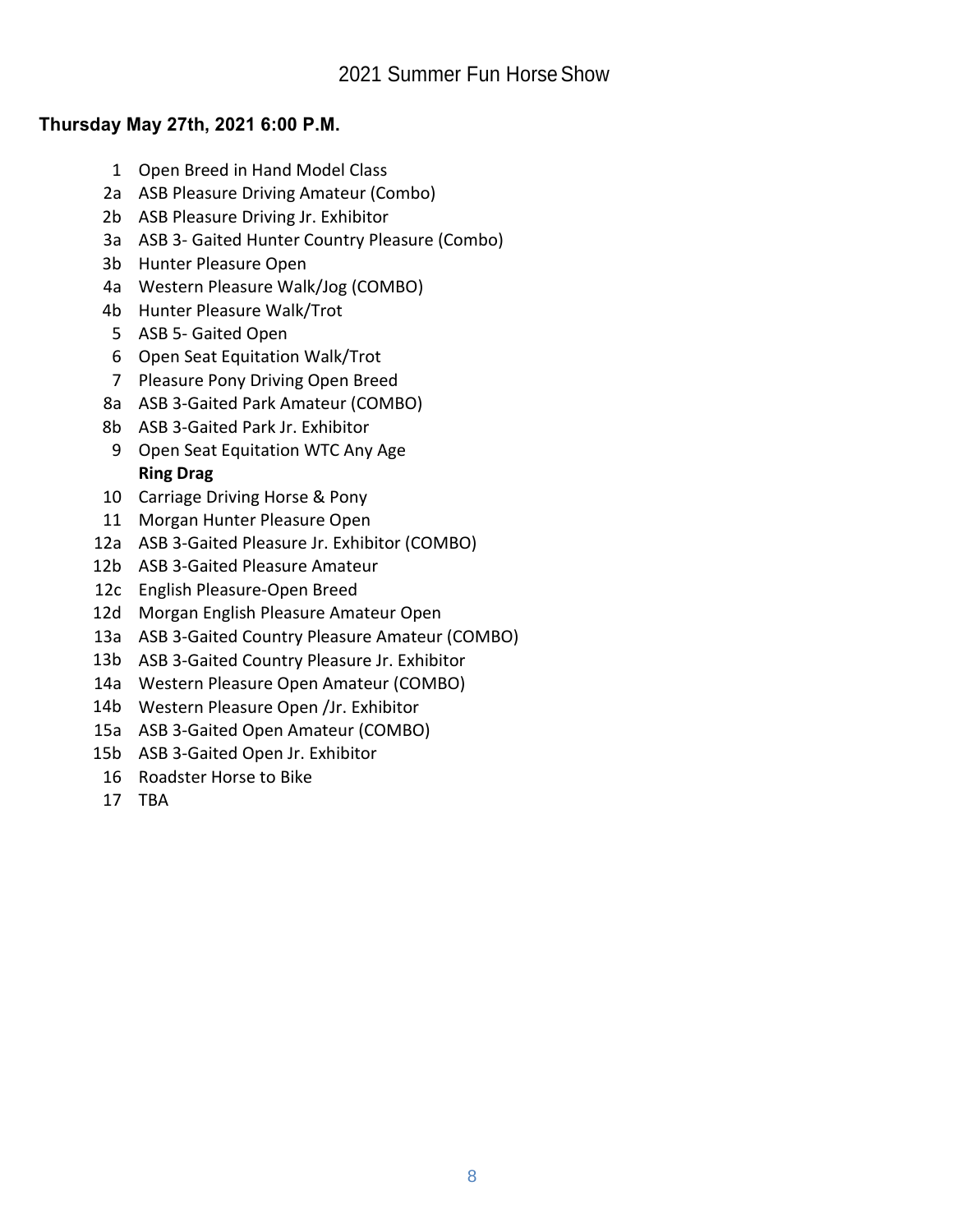# 2021 Summer Fun Horse Show

**Thursday May 27th, 2021 6:00 P.M.**

1 Open Breed in Hand Model Class
2a ASB Pleasure Driving Amateur (Combo)
2b ASB Pleasure Driving Jr. Exhibitor
3a ASB 3- Gaited Hunter Country Pleasure (Combo)
3b Hunter Pleasure Open
4a Western Pleasure Walk/Jog (COMBO)
4b Hunter Pleasure Walk/Trot
5 ASB 5- Gaited Open
6 Open Seat Equitation Walk/Trot
7 Pleasure Pony Driving Open Breed
8a ASB 3-Gaited Park Amateur (COMBO)
8b ASB 3-Gaited Park Jr. Exhibitor
9 Open Seat Equitation WTC Any Age

**Ring Drag**

10 Carriage Driving Horse & Pony
11 Morgan Hunter Pleasure Open
12a ASB 3-Gaited Pleasure Jr. Exhibitor (COMBO)
12b ASB 3-Gaited Pleasure Amateur
12c English Pleasure-Open Breed
12d Morgan English Pleasure Amateur Open
13a ASB 3-Gaited Country Pleasure Amateur (COMBO)
13b ASB 3-Gaited Country Pleasure Jr. Exhibitor
14a Western Pleasure Open Amateur (COMBO)
14b Western Pleasure Open /Jr. Exhibitor
15a ASB 3-Gaited Open Amateur (COMBO)
15b ASB 3-Gaited Open Jr. Exhibitor
16 Roadster Horse to Bike
17 TBA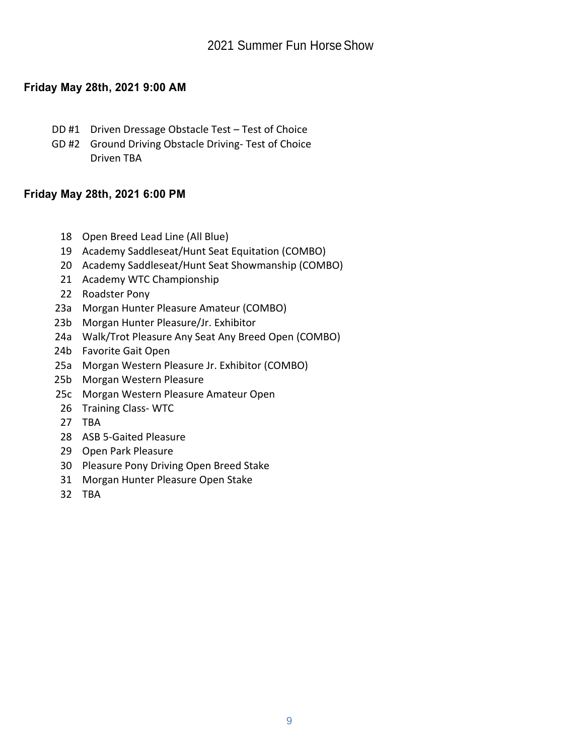# 2021 Summer Fun Horse Show

**Friday May 28th, 2021 9:00 AM**

DD #1 Driven Dressage Obstacle Test – Test of Choice
GD #2 Ground Driving Obstacle Driving- Test of Choice
Driven TBA

**Friday May 28th, 2021 6:00 PM**

18 Open Breed Lead Line (All Blue)
19 Academy Saddleseat/Hunt Seat Equitation (COMBO)
20 Academy Saddleseat/Hunt Seat Showmanship (COMBO)
21 Academy WTC Championship
22 Roadster Pony
23a Morgan Hunter Pleasure Amateur (COMBO)
23b Morgan Hunter Pleasure/Jr. Exhibitor
24a Walk/Trot Pleasure Any Seat Any Breed Open (COMBO)
24b Favorite Gait Open
25a Morgan Western Pleasure Jr. Exhibitor (COMBO)
25b Morgan Western Pleasure
25c Morgan Western Pleasure Amateur Open
26 Training Class- WTC
27 TBA
28 ASB 5-Gaited Pleasure
29 Open Park Pleasure
30 Pleasure Pony Driving Open Breed Stake
31 Morgan Hunter Pleasure Open Stake
32 TBA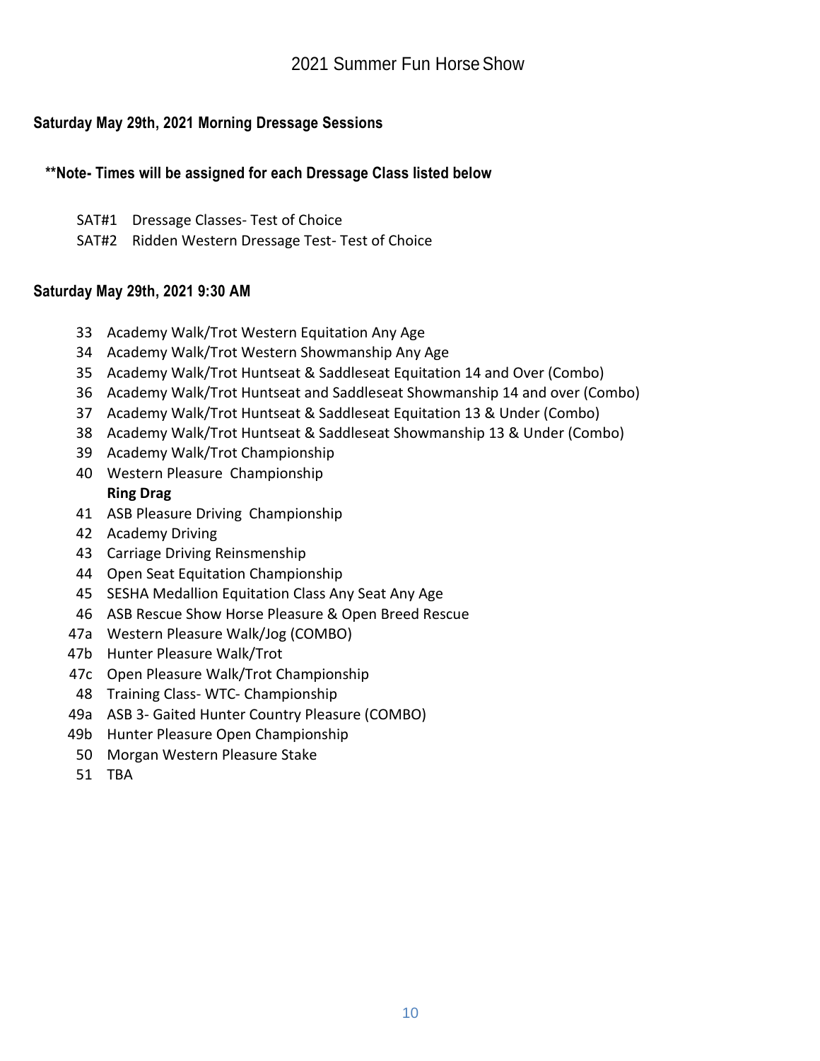# 2021 Summer Fun Horse Show

## Saturday May 29th, 2021 Morning Dressage Sessions

**\*\*Note- Times will be assigned for each Dressage Class listed below**

SAT#1 Dressage Classes- Test of Choice
SAT#2 Ridden Western Dressage Test- Test of Choice

## Saturday May 29th, 2021 9:30 AM

33 Academy Walk/Trot Western Equitation Any Age
34 Academy Walk/Trot Western Showmanship Any Age
35 Academy Walk/Trot Huntseat & Saddleseat Equitation 14 and Over (Combo)
36 Academy Walk/Trot Huntseat and Saddleseat Showmanship 14 and over (Combo)
37 Academy Walk/Trot Huntseat & Saddleseat Equitation 13 & Under (Combo)
38 Academy Walk/Trot Huntseat & Saddleseat Showmanship 13 & Under (Combo)
39 Academy Walk/Trot Championship
40 Western Pleasure Championship
**Ring Drag**
41 ASB Pleasure Driving Championship
42 Academy Driving
43 Carriage Driving Reinsmenship
44 Open Seat Equitation Championship
45 SESHA Medallion Equitation Class Any Seat Any Age
46 ASB Rescue Show Horse Pleasure & Open Breed Rescue
47a Western Pleasure Walk/Jog (COMBO)
47b Hunter Pleasure Walk/Trot
47c Open Pleasure Walk/Trot Championship
48 Training Class- WTC- Championship
49a ASB 3- Gaited Hunter Country Pleasure (COMBO)
49b Hunter Pleasure Open Championship
50 Morgan Western Pleasure Stake
51 TBA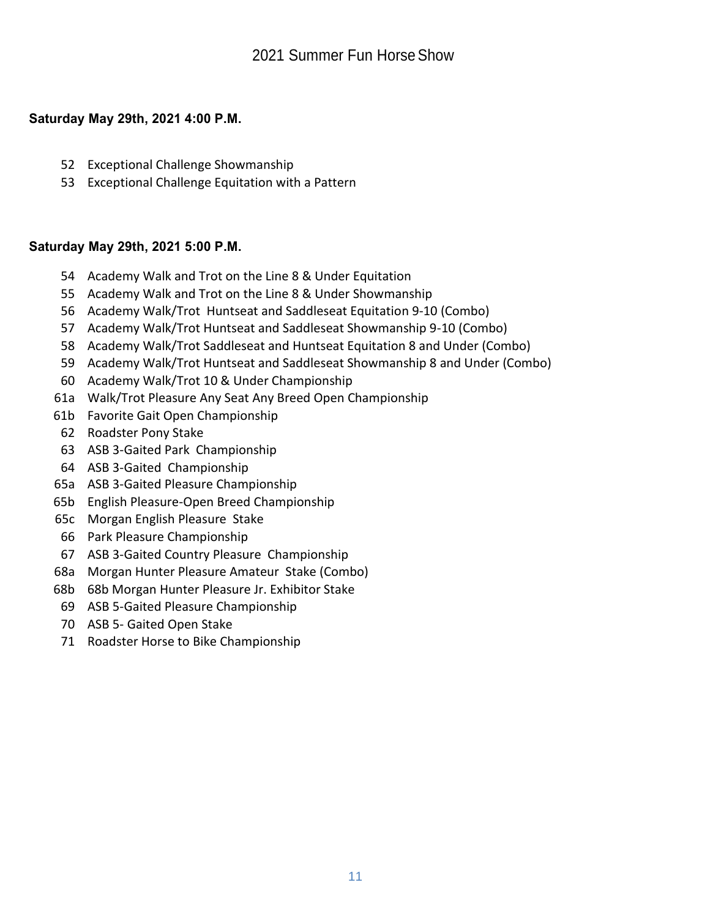# 2021 Summer Fun Horse Show

**Saturday May 29th, 2021 4:00 P.M.**

52 Exceptional Challenge Showmanship
53 Exceptional Challenge Equitation with a Pattern

**Saturday May 29th, 2021 5:00 P.M.**

54 Academy Walk and Trot on the Line 8 & Under Equitation
55 Academy Walk and Trot on the Line 8 & Under Showmanship
56 Academy Walk/Trot Huntseat and Saddleseat Equitation 9-10 (Combo)
57 Academy Walk/Trot Huntseat and Saddleseat Showmanship 9-10 (Combo)
58 Academy Walk/Trot Saddleseat and Huntseat Equitation 8 and Under (Combo)
59 Academy Walk/Trot Huntseat and Saddleseat Showmanship 8 and Under (Combo)
60 Academy Walk/Trot 10 & Under Championship
61a Walk/Trot Pleasure Any Seat Any Breed Open Championship
61b Favorite Gait Open Championship
62 Roadster Pony Stake
63 ASB 3-Gaited Park Championship
64 ASB 3-Gaited Championship
65a ASB 3-Gaited Pleasure Championship
65b English Pleasure-Open Breed Championship
65c Morgan English Pleasure Stake
66 Park Pleasure Championship
67 ASB 3-Gaited Country Pleasure Championship
68a Morgan Hunter Pleasure Amateur Stake (Combo)
68b 68b Morgan Hunter Pleasure Jr. Exhibitor Stake
69 ASB 5-Gaited Pleasure Championship
70 ASB 5- Gaited Open Stake
71 Roadster Horse to Bike Championship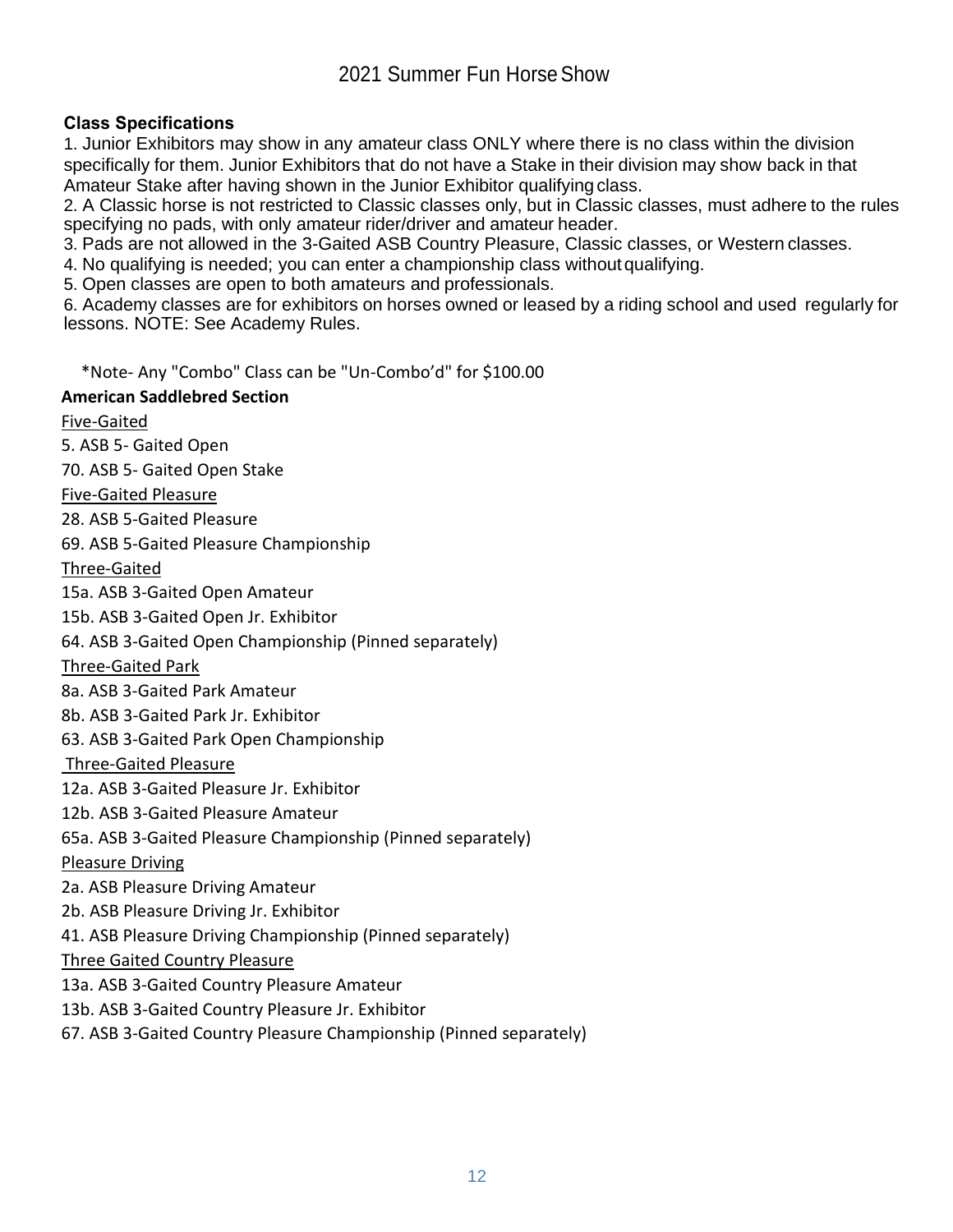# 2021 Summer Fun Horse Show

**Class Specifications**

1. Junior Exhibitors may show in any amateur class ONLY where there is no class within the division specifically for them. Junior Exhibitors that do not have a Stake in their division may show back in that Amateur Stake after having shown in the Junior Exhibitor qualifying class.
2. A Classic horse is not restricted to Classic classes only, but in Classic classes, must adhere to the rules specifying no pads, with only amateur rider/driver and amateur header.
3. Pads are not allowed in the 3-Gaited ASB Country Pleasure, Classic classes, or Western classes.
4. No qualifying is needed; you can enter a championship class without qualifying.
5. Open classes are open to both amateurs and professionals.
6. Academy classes are for exhibitors on horses owned or leased by a riding school and used regularly for lessons. NOTE: See Academy Rules.

*Note- Any "Combo" Class can be "Un-Combo'd" for $100.00

**American Saddlebred Section**

<u>Five-Gaited</u>

5. ASB 5- Gaited Open

70. ASB 5- Gaited Open Stake

<u>Five-Gaited Pleasure</u>

28. ASB 5-Gaited Pleasure

69. ASB 5-Gaited Pleasure Championship

<u>Three-Gaited</u>

15a. ASB 3-Gaited Open Amateur

15b. ASB 3-Gaited Open Jr. Exhibitor

64. ASB 3-Gaited Open Championship (Pinned separately)

<u>Three-Gaited Park</u>

8a. ASB 3-Gaited Park Amateur

8b. ASB 3-Gaited Park Jr. Exhibitor

63. ASB 3-Gaited Park Open Championship

<u>Three-Gaited Pleasure</u>

12a. ASB 3-Gaited Pleasure Jr. Exhibitor

12b. ASB 3-Gaited Pleasure Amateur

65a. ASB 3-Gaited Pleasure Championship (Pinned separately)

<u>Pleasure Driving</u>

2a. ASB Pleasure Driving Amateur

2b. ASB Pleasure Driving Jr. Exhibitor

41. ASB Pleasure Driving Championship (Pinned separately)

<u>Three Gaited Country Pleasure</u>

13a. ASB 3-Gaited Country Pleasure Amateur

13b. ASB 3-Gaited Country Pleasure Jr. Exhibitor

67. ASB 3-Gaited Country Pleasure Championship (Pinned separately)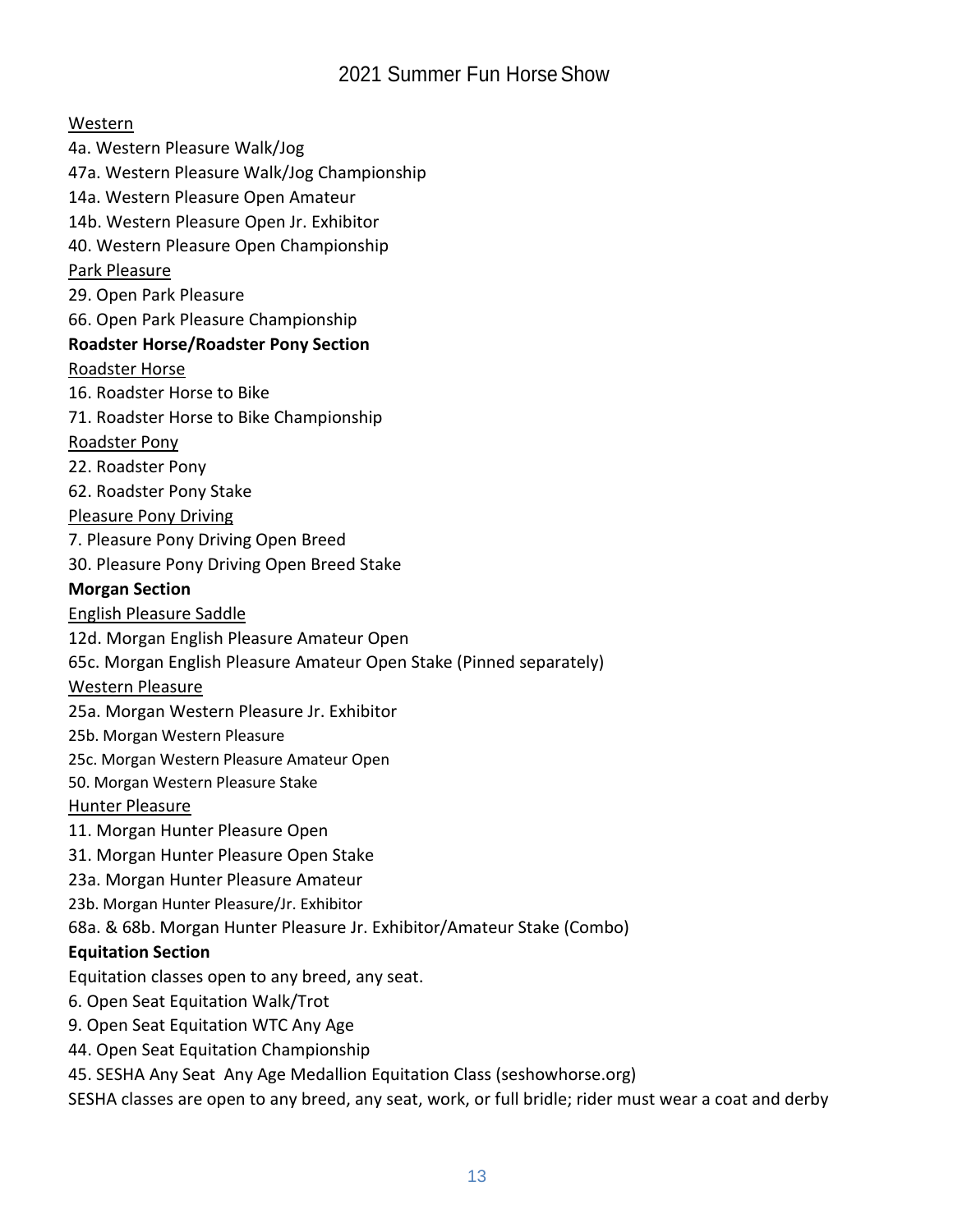Western

4a. Western Pleasure Walk/Jog
47a. Western Pleasure Walk/Jog Championship
14a. Western Pleasure Open Amateur
14b. Western Pleasure Open Jr. Exhibitor
40. Western Pleasure Open Championship

Park Pleasure

29. Open Park Pleasure
66. Open Park Pleasure Championship

**Roadster Horse/Roadster Pony Section**

Roadster Horse

16. Roadster Horse to Bike
71. Roadster Horse to Bike Championship

Roadster Pony

22. Roadster Pony
62. Roadster Pony Stake

Pleasure Pony Driving

7. Pleasure Pony Driving Open Breed
30. Pleasure Pony Driving Open Breed Stake

**Morgan Section**

English Pleasure Saddle

12d. Morgan English Pleasure Amateur Open
65c. Morgan English Pleasure Amateur Open Stake (Pinned separately)

Western Pleasure

25a. Morgan Western Pleasure Jr. Exhibitor
25b. Morgan Western Pleasure
25c. Morgan Western Pleasure Amateur Open
50. Morgan Western Pleasure Stake

Hunter Pleasure

11. Morgan Hunter Pleasure Open
31. Morgan Hunter Pleasure Open Stake
23a. Morgan Hunter Pleasure Amateur
23b. Morgan Hunter Pleasure/Jr. Exhibitor
68a. & 68b. Morgan Hunter Pleasure Jr. Exhibitor/Amateur Stake (Combo)

**Equitation Section**

Equitation classes open to any breed, any seat.

6. Open Seat Equitation Walk/Trot
9. Open Seat Equitation WTC Any Age
44. Open Seat Equitation Championship
45. SESHA Any Seat Any Age Medallion Equitation Class (seshowhorse.org)

SESHA classes are open to any breed, any seat, work, or full bridle; rider must wear a coat and derby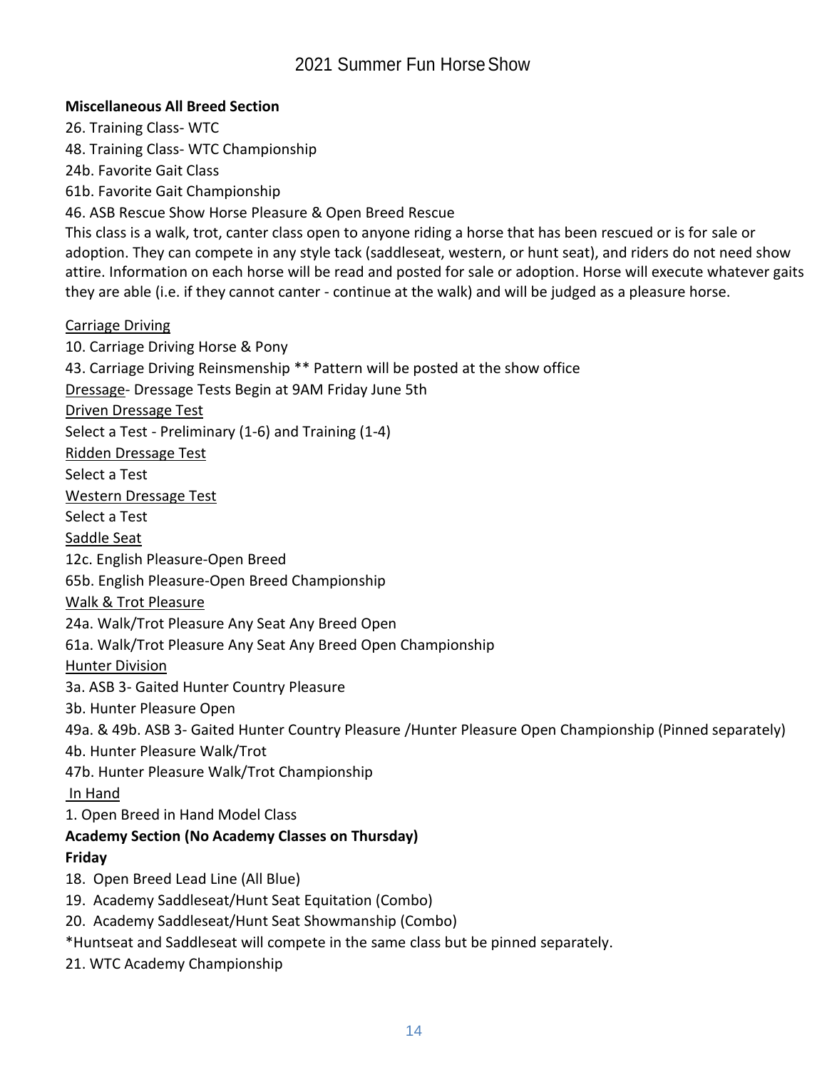**Miscellaneous All Breed Section**

26. Training Class- WTC
48. Training Class- WTC Championship
24b. Favorite Gait Class
61b. Favorite Gait Championship
46. ASB Rescue Show Horse Pleasure & Open Breed Rescue

This class is a walk, trot, canter class open to anyone riding a horse that has been rescued or is for sale or adoption. They can compete in any style tack (saddleseat, western, or hunt seat), and riders do not need show attire. Information on each horse will be read and posted for sale or adoption. Horse will execute whatever gaits they are able (i.e. if they cannot canter - continue at the walk) and will be judged as a pleasure horse.

<u>Carriage Driving</u>

10. Carriage Driving Horse & Pony
43. Carriage Driving Reinsmenship ** Pattern will be posted at the show office

<u>Dressage</u>- Dressage Tests Begin at 9AM Friday June 5th

<u>Driven Dressage Test</u>

Select a Test - Preliminary (1-6) and Training (1-4)

<u>Ridden Dressage Test</u>

Select a Test

<u>Western Dressage Test</u>

Select a Test

<u>Saddle Seat</u>

12c. English Pleasure-Open Breed
65b. English Pleasure-Open Breed Championship

<u>Walk & Trot Pleasure</u>

24a. Walk/Trot Pleasure Any Seat Any Breed Open
61a. Walk/Trot Pleasure Any Seat Any Breed Open Championship

<u>Hunter Division</u>

3a. ASB 3- Gaited Hunter Country Pleasure
3b. Hunter Pleasure Open
49a. & 49b. ASB 3- Gaited Hunter Country Pleasure /Hunter Pleasure Open Championship (Pinned separately)
4b. Hunter Pleasure Walk/Trot
47b. Hunter Pleasure Walk/Trot Championship

<u>In Hand</u>

1. Open Breed in Hand Model Class

**Academy Section (No Academy Classes on Thursday)**

**Friday**

18. Open Breed Lead Line (All Blue)
19. Academy Saddleseat/Hunt Seat Equitation (Combo)
20. Academy Saddleseat/Hunt Seat Showmanship (Combo)

*Huntseat and Saddleseat will compete in the same class but be pinned separately.

21. WTC Academy Championship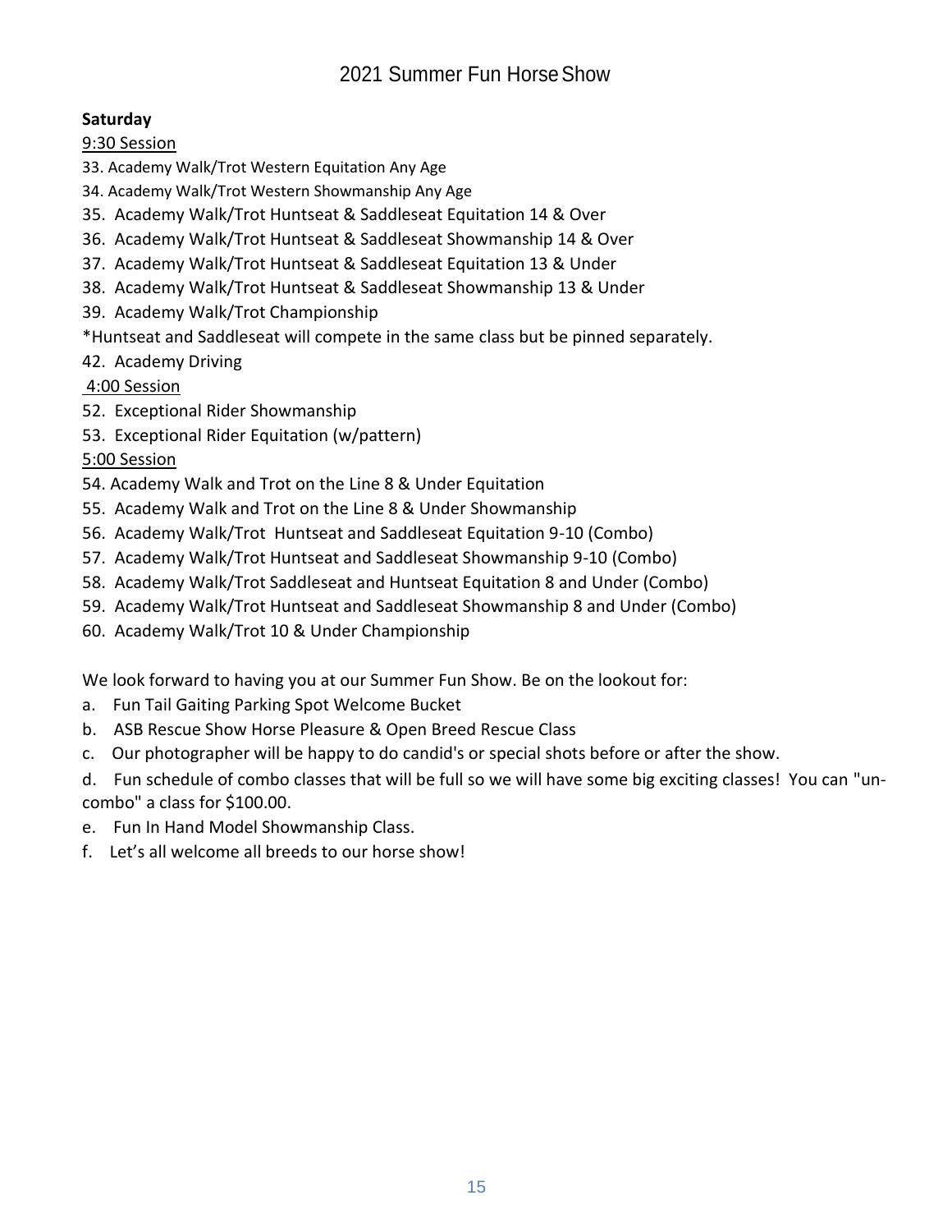# 2021 Summer Fun Horse Show

**Saturday**

9:30 Session

33. Academy Walk/Trot Western Equitation Any Age
34. Academy Walk/Trot Western Showmanship Any Age
35. Academy Walk/Trot Huntseat & Saddleseat Equitation 14 & Over
36. Academy Walk/Trot Huntseat & Saddleseat Showmanship 14 & Over
37. Academy Walk/Trot Huntseat & Saddleseat Equitation 13 & Under
38. Academy Walk/Trot Huntseat & Saddleseat Showmanship 13 & Under
39. Academy Walk/Trot Championship

*Huntseat and Saddleseat will compete in the same class but be pinned separately.

42. Academy Driving

4:00 Session

52. Exceptional Rider Showmanship
53. Exceptional Rider Equitation (w/pattern)

5:00 Session

54. Academy Walk and Trot on the Line 8 & Under Equitation
55. Academy Walk and Trot on the Line 8 & Under Showmanship
56. Academy Walk/Trot Huntseat and Saddleseat Equitation 9-10 (Combo)
57. Academy Walk/Trot Huntseat and Saddleseat Showmanship 9-10 (Combo)
58. Academy Walk/Trot Saddleseat and Huntseat Equitation 8 and Under (Combo)
59. Academy Walk/Trot Huntseat and Saddleseat Showmanship 8 and Under (Combo)
60. Academy Walk/Trot 10 & Under Championship

We look forward to having you at our Summer Fun Show. Be on the lookout for:

a. Fun Tail Gaiting Parking Spot Welcome Bucket
b. ASB Rescue Show Horse Pleasure & Open Breed Rescue Class
c. Our photographer will be happy to do candid's or special shots before or after the show.
d. Fun schedule of combo classes that will be full so we will have some big exciting classes! You can "un-combo" a class for $100.00.
e. Fun In Hand Model Showmanship Class.
f. Let's all welcome all breeds to our horse show!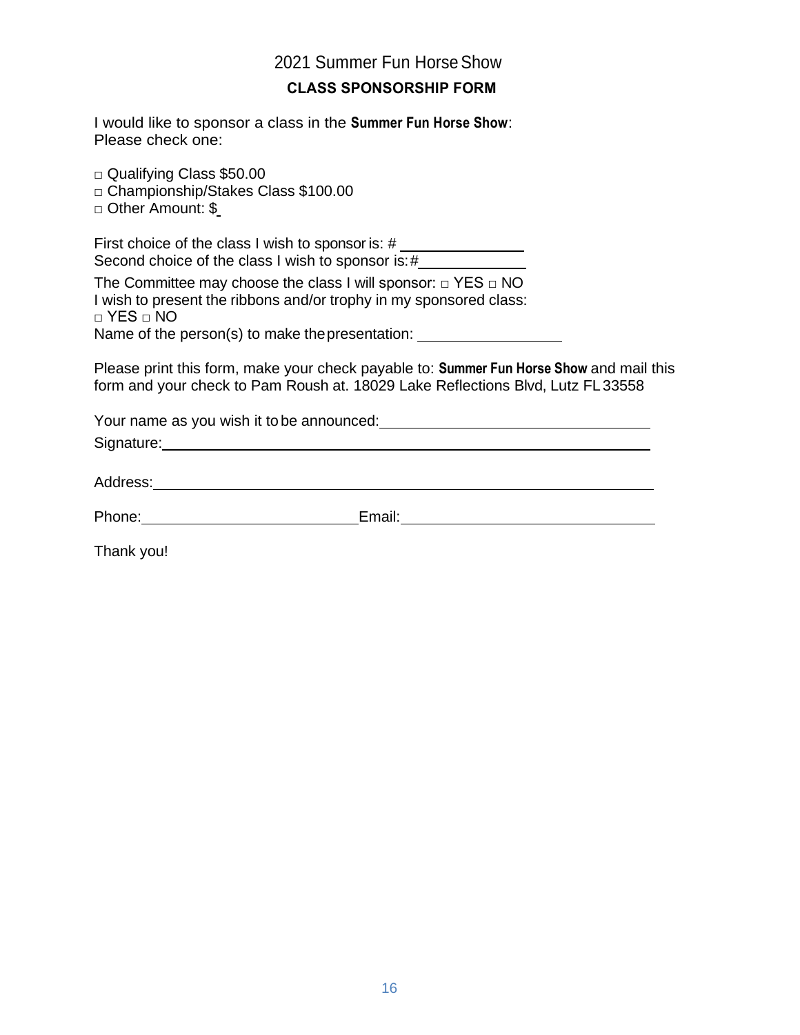# 2021 Summer Fun Horse Show

## CLASS SPONSORSHIP FORM

I would like to sponsor a class in the **Summer Fun Horse Show**:
Please check one:

□ Qualifying Class $50.00
□ Championship/Stakes Class $100.00
□ Other Amount: $

First choice of the class I wish to sponsor is: # ______________
Second choice of the class I wish to sponsor is: # ____________

The Committee may choose the class I will sponsor: □ YES □ NO
I wish to present the ribbons and/or trophy in my sponsored class:
□ YES □ NO
Name of the person(s) to make the presentation: ________________

Please print this form, make your check payable to: **Summer Fun Horse Show** and mail this form and your check to Pam Roush at. 18029 Lake Reflections Blvd, Lutz FL 33558

Your name as you wish it to be announced: ______________________________

Signature: ______________________________________________________

Address: ________________________________________________________

Phone: __________________________ Email: ______________________________

Thank you!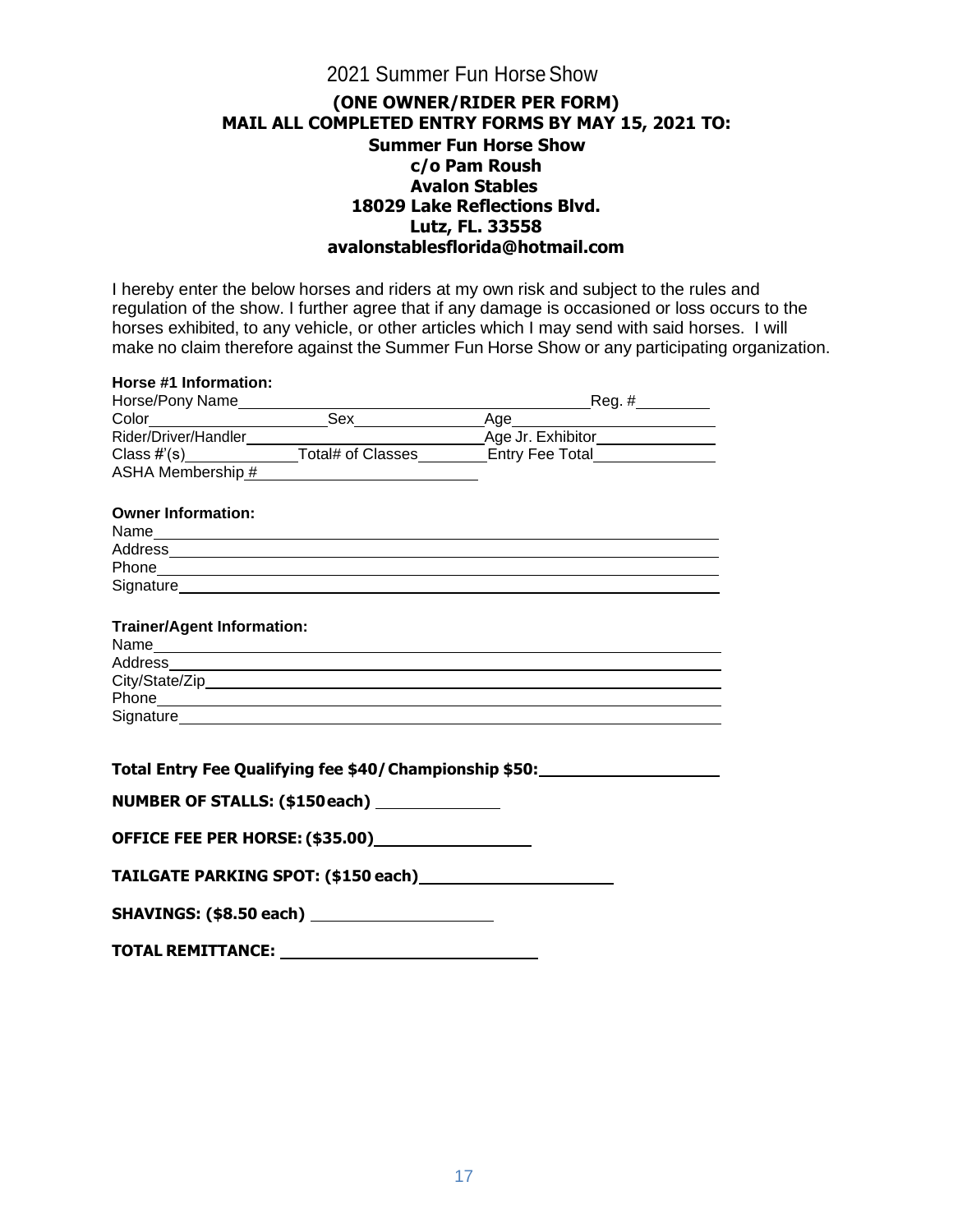# 2021 Summer Fun Horse Show

**(ONE OWNER/RIDER PER FORM)**
**MAIL ALL COMPLETED ENTRY FORMS BY MAY 15, 2021 TO:**
**Summer Fun Horse Show**
**c/o Pam Roush**
**Avalon Stables**
**18029 Lake Reflections Blvd.**
**Lutz, FL. 33558**
**avalonstablesflorida@hotmail.com**

I hereby enter the below horses and riders at my own risk and subject to the rules and regulation of the show. I further agree that if any damage is occasioned or loss occurs to the horses exhibited, to any vehicle, or other articles which I may send with said horses. I will make no claim therefore against the Summer Fun Horse Show or any participating organization.

**Horse #1 Information:**

Horse/Pony Name______________________________ Reg. #__________

Color______________ Sex______________ Age______________

Rider/Driver/Handler______________________ Age Jr. Exhibitor______________

Class #'(s)______________ Total# of Classes__________ Entry Fee Total______________

ASHA Membership #______________________

**Owner Information:**

Name____________________________________________

Address____________________________________________

Phone____________________________________________

Signature____________________________________________

**Trainer/Agent Information:**

Name____________________________________________

Address____________________________________________

City/State/Zip____________________________________________

Phone____________________________________________

Signature____________________________________________

**Total Entry Fee Qualifying fee $40/ Championship $50:**______________________

**NUMBER OF STALLS: ($150 each)** ______________

**OFFICE FEE PER HORSE: ($35.00)**______________

**TAILGATE PARKING SPOT: ($150 each)**______________________

**SHAVINGS: ($8.50 each)** ______________________

**TOTAL REMITTANCE:** ______________________________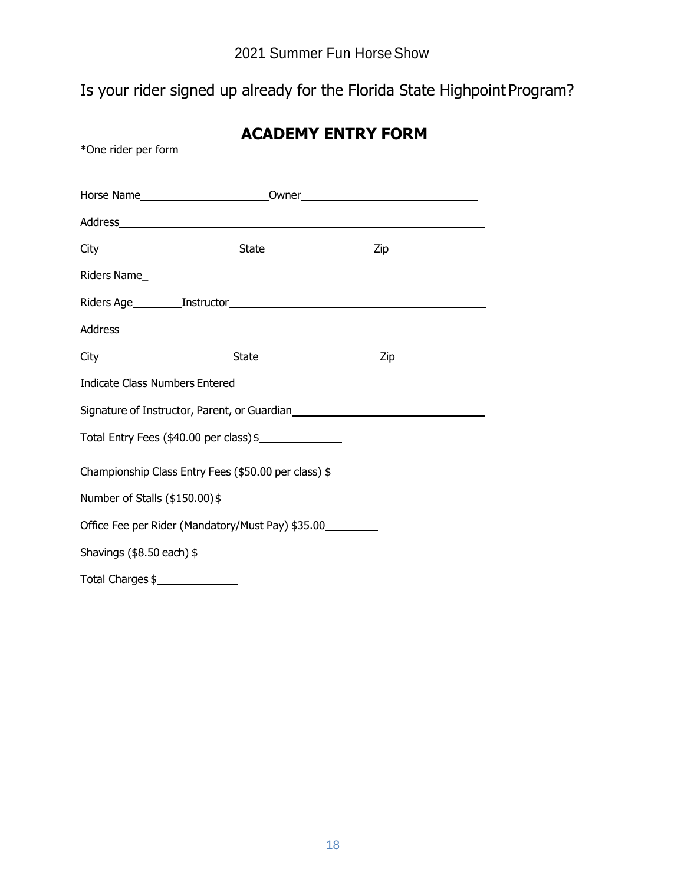2021 Summer Fun Horse Show

Is your rider signed up already for the Florida State Highpoint Program?

# ACADEMY ENTRY FORM

*One rider per form

Horse Name________________ Owner____________________

Address__________________________________________

City________________ State______________ Zip____________

Riders Name_______________________________________

Riders Age________ Instructor______________________________

Address__________________________________________

City________________ State______________ Zip____________

Indicate Class Numbers Entered____________________________

Signature of Instructor, Parent, or Guardian_______________________

Total Entry Fees ($40.00 per class) $____________

Championship Class Entry Fees ($50.00 per class) $__________

Number of Stalls ($150.00) $____________

Office Fee per Rider (Mandatory/Must Pay) $35.00________

Shavings ($8.50 each) $____________

Total Charges $____________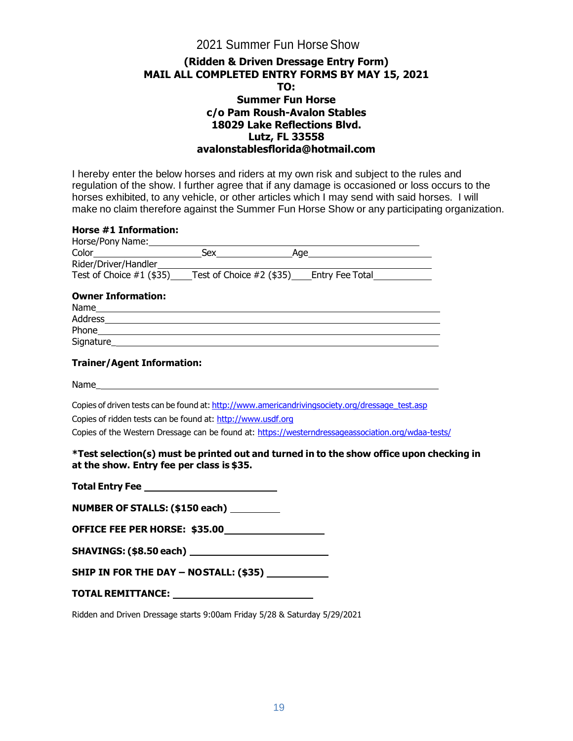# 2021 Summer Fun Horse Show

**(Ridden & Driven Dressage Entry Form)**
**MAIL ALL COMPLETED ENTRY FORMS BY MAY 15, 2021**
**TO:**
**Summer Fun Horse**
**c/o Pam Roush-Avalon Stables**
**18029 Lake Reflections Blvd.**
**Lutz, FL 33558**
**avalonstablesflorida@hotmail.com**

I hereby enter the below horses and riders at my own risk and subject to the rules and regulation of the show. I further agree that if any damage is occasioned or loss occurs to the horses exhibited, to any vehicle, or other articles which I may send with said horses. I will make no claim therefore against the Summer Fun Horse Show or any participating organization.

**Horse #1 Information:**

Horse/Pony Name:\_\_\_\_\_\_\_\_\_\_\_\_\_\_\_\_\_\_\_\_\_\_\_\_\_\_\_\_\_\_

Color\_\_\_\_\_\_\_\_\_\_\_\_ Sex\_\_\_\_\_\_\_\_\_\_ Age\_\_\_\_\_\_\_\_\_\_\_\_

Rider/Driver/Handler\_\_\_\_\_\_\_\_\_\_\_\_\_\_\_\_\_\_\_\_\_\_\_\_\_\_\_\_

Test of Choice #1 ($35)\_\_\_\_ Test of Choice #2 ($35)\_\_\_\_ Entry Fee Total\_\_\_\_\_\_\_\_

**Owner Information:**

Name\_\_\_\_\_\_\_\_\_\_\_\_\_\_\_\_\_\_\_\_\_\_\_\_\_\_\_\_\_\_\_\_\_\_\_\_

Address\_\_\_\_\_\_\_\_\_\_\_\_\_\_\_\_\_\_\_\_\_\_\_\_\_\_\_\_\_\_\_\_\_\_

Phone\_\_\_\_\_\_\_\_\_\_\_\_\_\_\_\_\_\_\_\_\_\_\_\_\_\_\_\_\_\_\_\_\_\_\_

Signature\_\_\_\_\_\_\_\_\_\_\_\_\_\_\_\_\_\_\_\_\_\_\_\_\_\_\_\_\_\_\_\_

**Trainer/Agent Information:**

Name\_\_\_\_\_\_\_\_\_\_\_\_\_\_\_\_\_\_\_\_\_\_\_\_\_\_\_\_\_\_\_\_\_\_\_\_

Copies of driven tests can be found at: http://www.americandrivingsociety.org/dressage_test.asp

Copies of ridden tests can be found at: http://www.usdf.org

Copies of the Western Dressage can be found at: https://westerndressageassociation.org/wdaa-tests/

***Test selection(s) must be printed out and turned in to the show office upon checking in at the show. Entry fee per class is $35.**

**Total Entry Fee** \_\_\_\_\_\_\_\_\_\_\_\_\_\_\_\_\_\_

**NUMBER OF STALLS: ($150 each)** \_\_\_\_\_\_\_\_

**OFFICE FEE PER HORSE: $35.00**\_\_\_\_\_\_\_\_\_\_\_\_\_\_

**SHAVINGS: ($8.50 each)** \_\_\_\_\_\_\_\_\_\_\_\_\_\_\_\_\_\_

**SHIP IN FOR THE DAY – NOSTALL: ($35)** \_\_\_\_\_\_\_\_\_

**TOTAL REMITTANCE:** \_\_\_\_\_\_\_\_\_\_\_\_\_\_\_\_\_\_\_

Ridden and Driven Dressage starts 9:00am Friday 5/28 & Saturday 5/29/2021